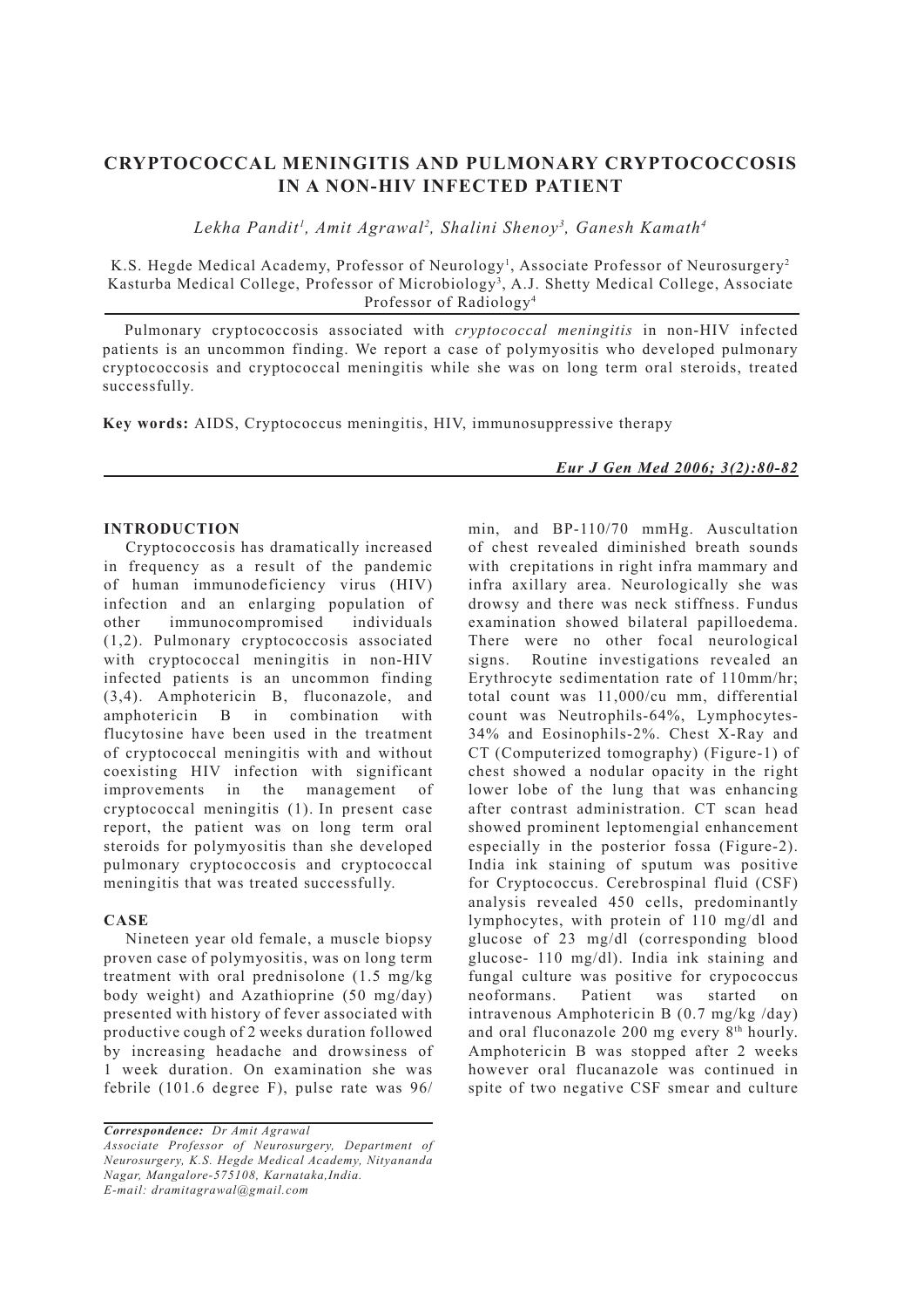# CRYPTOCOCCAL MENINGITIS AND PULMONARY CRYPTOCOCCOSIS IN A NON-HIV INFECTED PATIENT

*Lekha Pandit[1], Amit Agrawal[2], Shalini Shenoy[3], Ganesh Kamath[4]*

K.S. Hegde Medical Academy, Professor of Neurology[1], Associate Professor of Neurosurgery[2] Kasturba Medical College, Professor of Microbiology[3], A.J. Shetty Medical College, Associate Professor of Radiology[4]

Pulmonary cryptococcosis associated with *cryptococcal meningitis* in non-HIV infected patients is an uncommon finding. We report a case of polymyositis who developed pulmonary cryptococcosis and cryptococcal meningitis while she was on long term oral steroids, treated successfully.

**Key words:** AIDS, Cryptococcus meningitis, HIV, immunosuppressive therapy

***Eur J Gen Med 2006; 3(2):80-82***

## INTRODUCTION

Cryptococcosis has dramatically increased in frequency as a result of the pandemic of human immunodeficiency virus (HIV) infection and an enlarging population of other immunocompromised individuals (1,2). Pulmonary cryptococcosis associated with cryptococcal meningitis in non-HIV infected patients is an uncommon finding (3,4). Amphotericin B, fluconazole, and amphotericin B in combination with flucytosine have been used in the treatment of cryptococcal meningitis with and without coexisting HIV infection with significant improvements in the management of cryptococcal meningitis (1). In present case report, the patient was on long term oral steroids for polymyositis than she developed pulmonary cryptococcosis and cryptococcal meningitis that was treated successfully.

## CASE

Nineteen year old female, a muscle biopsy proven case of polymyositis, was on long term treatment with oral prednisolone (1.5 mg/kg body weight) and Azathioprine (50 mg/day) presented with history of fever associated with productive cough of 2 weeks duration followed by increasing headache and drowsiness of 1 week duration. On examination she was febrile (101.6 degree F), pulse rate was 96/min, and BP-110/70 mmHg. Auscultation of chest revealed diminished breath sounds with crepitations in right infra mammary and infra axillary area. Neurologically she was drowsy and there was neck stiffness. Fundus examination showed bilateral papilloedema. There were no other focal neurological signs. Routine investigations revealed an Erythrocyte sedimentation rate of 110mm/hr; total count was 11,000/cu mm, differential count was Neutrophils-64%, Lymphocytes-34% and Eosinophils-2%. Chest X-Ray and CT (Computerized tomography) (Figure-1) of chest showed a nodular opacity in the right lower lobe of the lung that was enhancing after contrast administration. CT scan head showed prominent leptomengial enhancement especially in the posterior fossa (Figure-2). India ink staining of sputum was positive for Cryptococcus. Cerebrospinal fluid (CSF) analysis revealed 450 cells, predominantly lymphocytes, with protein of 110 mg/dl and glucose of 23 mg/dl (corresponding blood glucose- 110 mg/dl). India ink staining and fungal culture was positive for crypococcus neoformans. Patient was started on intravenous Amphotericin B (0.7 mg/kg /day) and oral fluconazole 200 mg every 8th hourly. Amphotericin B was stopped after 2 weeks however oral flucanazole was continued in spite of two negative CSF smear and culture

*Correspondence: Dr Amit Agrawal*
*Associate Professor of Neurosurgery, Department of Neurosurgery, K.S. Hegde Medical Academy, Nityananda Nagar, Mangalore-575108, Karnataka,India.*
*E-mail: dramitagrawal@gmail.com*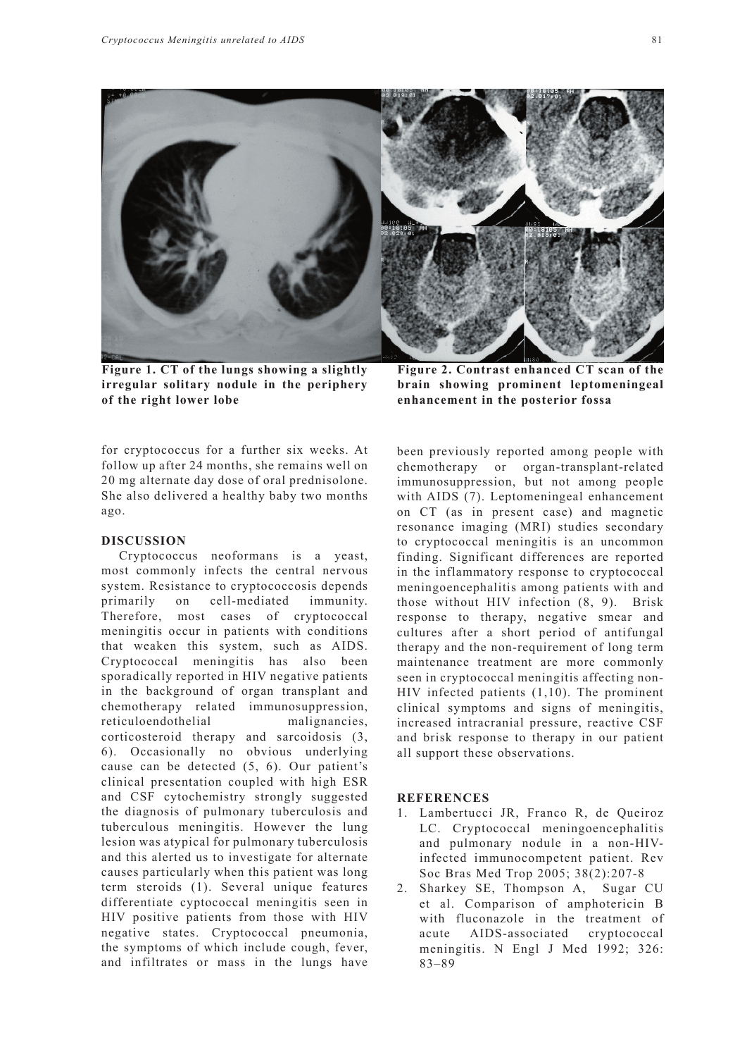**Figure 1. CT of the lungs showing a slightly irregular solitary nodule in the periphery of the right lower lobe**

**Figure 2. Contrast enhanced CT scan of the brain showing prominent leptomeningeal enhancement in the posterior fossa**

for cryptococcus for a further six weeks. At follow up after 24 months, she remains well on 20 mg alternate day dose of oral prednisolone. She also delivered a healthy baby two months ago.

## DISCUSSION

Cryptococcus neoformans is a yeast, most commonly infects the central nervous system. Resistance to cryptococcosis depends primarily on cell-mediated immunity. Therefore, most cases of cryptococcal meningitis occur in patients with conditions that weaken this system, such as AIDS. Cryptococcal meningitis has also been sporadically reported in HIV negative patients in the background of organ transplant and chemotherapy related immunosuppression, reticuloendothelial malignancies, corticosteroid therapy and sarcoidosis (3, 6). Occasionally no obvious underlying cause can be detected (5, 6). Our patient's clinical presentation coupled with high ESR and CSF cytochemistry strongly suggested the diagnosis of pulmonary tuberculosis and tuberculous meningitis. However the lung lesion was atypical for pulmonary tuberculosis and this alerted us to investigate for alternate causes particularly when this patient was long term steroids (1). Several unique features differentiate cyptococcal meningitis seen in HIV positive patients from those with HIV negative states. Cryptococcal pneumonia, the symptoms of which include cough, fever, and infiltrates or mass in the lungs have been previously reported among people with chemotherapy or organ-transplant-related immunosuppression, but not among people with AIDS (7). Leptomeningeal enhancement on CT (as in present case) and magnetic resonance imaging (MRI) studies secondary to cryptococcal meningitis is an uncommon finding. Significant differences are reported in the inflammatory response to cryptococcal meningoencephalitis among patients with and those without HIV infection (8, 9). Brisk response to therapy, negative smear and cultures after a short period of antifungal therapy and the non-requirement of long term maintenance treatment are more commonly seen in cryptococcal meningitis affecting non-HIV infected patients (1,10). The prominent clinical symptoms and signs of meningitis, increased intracranial pressure, reactive CSF and brisk response to therapy in our patient all support these observations.

## REFERENCES

1. Lambertucci JR, Franco R, de Queiroz LC. Cryptococcal meningoencephalitis and pulmonary nodule in a non-HIV-infected immunocompetent patient. Rev Soc Bras Med Trop 2005; 38(2):207-8
2. Sharkey SE, Thompson A, Sugar CU et al. Comparison of amphotericin B with fluconazole in the treatment of acute AIDS-associated cryptococcal meningitis. N Engl J Med 1992; 326: 83–89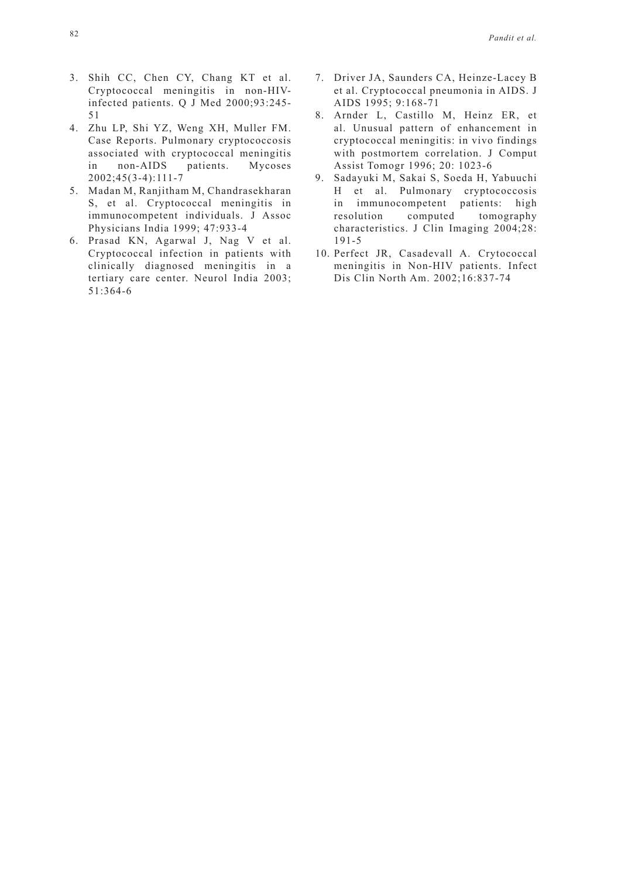3. Shih CC, Chen CY, Chang KT et al. Cryptococcal meningitis in non-HIV-infected patients. Q J Med 2000;93:245-51
4. Zhu LP, Shi YZ, Weng XH, Muller FM. Case Reports. Pulmonary cryptococcosis associated with cryptococcal meningitis in non-AIDS patients. Mycoses 2002;45(3-4):111-7
5. Madan M, Ranjitham M, Chandrasekharan S, et al. Cryptococcal meningitis in immunocompetent individuals. J Assoc Physicians India 1999; 47:933-4
6. Prasad KN, Agarwal J, Nag V et al. Cryptococcal infection in patients with clinically diagnosed meningitis in a tertiary care center. Neurol India 2003; 51:364-6
7. Driver JA, Saunders CA, Heinze-Lacey B et al. Cryptococcal pneumonia in AIDS. J AIDS 1995; 9:168-71
8. Arnder L, Castillo M, Heinz ER, et al. Unusual pattern of enhancement in cryptococcal meningitis: in vivo findings with postmortem correlation. J Comput Assist Tomogr 1996; 20: 1023-6
9. Sadayuki M, Sakai S, Soeda H, Yabuuchi H et al. Pulmonary cryptococcosis in immunocompetent patients: high resolution computed tomography characteristics. J Clin Imaging 2004;28: 191-5
10. Perfect JR, Casadevall A. Crytococcal meningitis in Non-HIV patients. Infect Dis Clin North Am. 2002;16:837-74